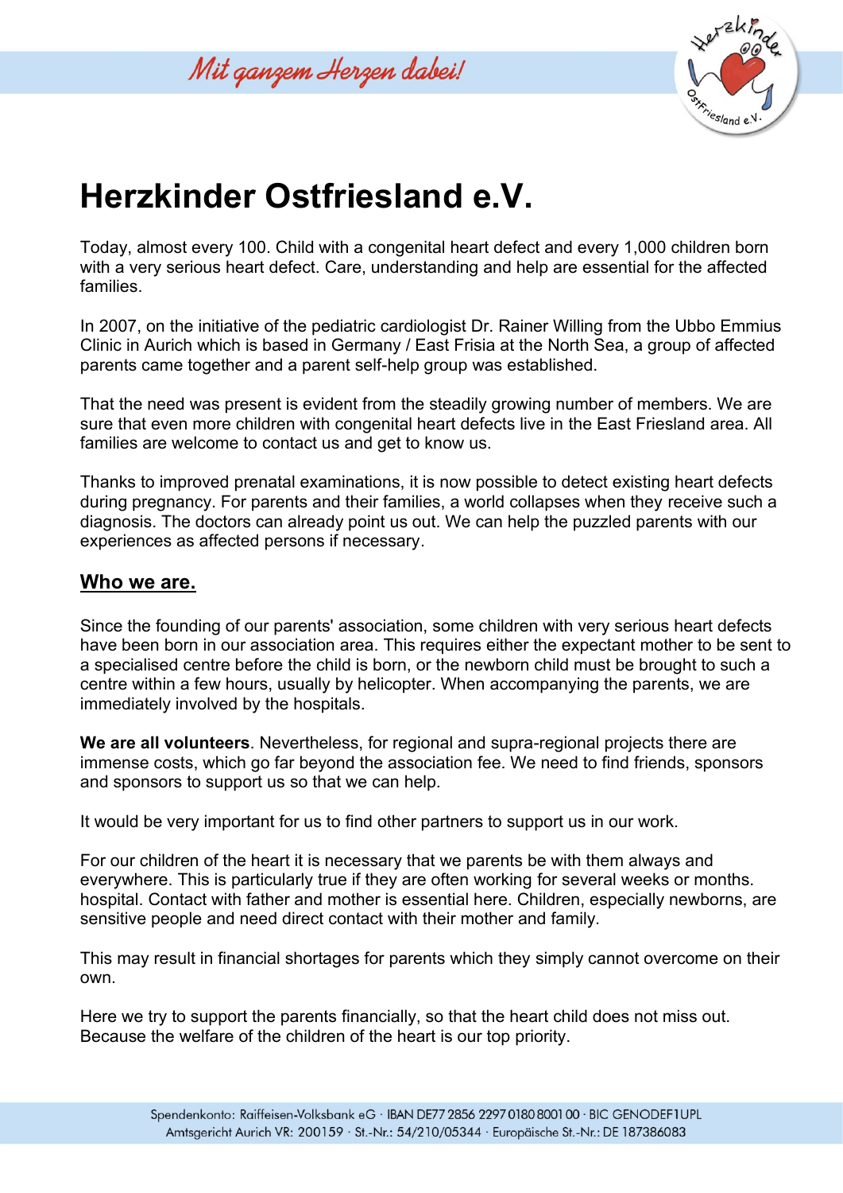Mit ganzem Herzen dabei!

# Herzkinder Ostfriesland e.V.

Today, almost every 100. Child with a congenital heart defect and every 1,000 children born with a very serious heart defect. Care, understanding and help are essential for the affected families.

In 2007, on the initiative of the pediatric cardiologist Dr. Rainer Willing from the Ubbo Emmius Clinic in Aurich which is based in Germany / East Frisia at the North Sea, a group of affected parents came together and a parent self-help group was established.

That the need was present is evident from the steadily growing number of members. We are sure that even more children with congenital heart defects live in the East Friesland area. All families are welcome to contact us and get to know us.

Thanks to improved prenatal examinations, it is now possible to detect existing heart defects during pregnancy. For parents and their families, a world collapses when they receive such a diagnosis. The doctors can already point us out. We can help the puzzled parents with our experiences as affected persons if necessary.

## Who we are.

Since the founding of our parents' association, some children with very serious heart defects have been born in our association area. This requires either the expectant mother to be sent to a specialised centre before the child is born, or the newborn child must be brought to such a centre within a few hours, usually by helicopter. When accompanying the parents, we are immediately involved by the hospitals.

**We are all volunteers**. Nevertheless, for regional and supra-regional projects there are immense costs, which go far beyond the association fee. We need to find friends, sponsors and sponsors to support us so that we can help.

It would be very important for us to find other partners to support us in our work.

For our children of the heart it is necessary that we parents be with them always and everywhere. This is particularly true if they are often working for several weeks or months. hospital. Contact with father and mother is essential here. Children, especially newborns, are sensitive people and need direct contact with their mother and family.

This may result in financial shortages for parents which they simply cannot overcome on their own.

Here we try to support the parents financially, so that the heart child does not miss out. Because the welfare of the children of the heart is our top priority.

Spendenkonto: Raiffeisen-Volksbank eG · IBAN DE77 2856 2297 0180 8001 00 · BIC GENODEF1UPL
Amtsgericht Aurich VR: 200159 · St.-Nr.: 54/210/05344 · Europäische St.-Nr.: DE 187386083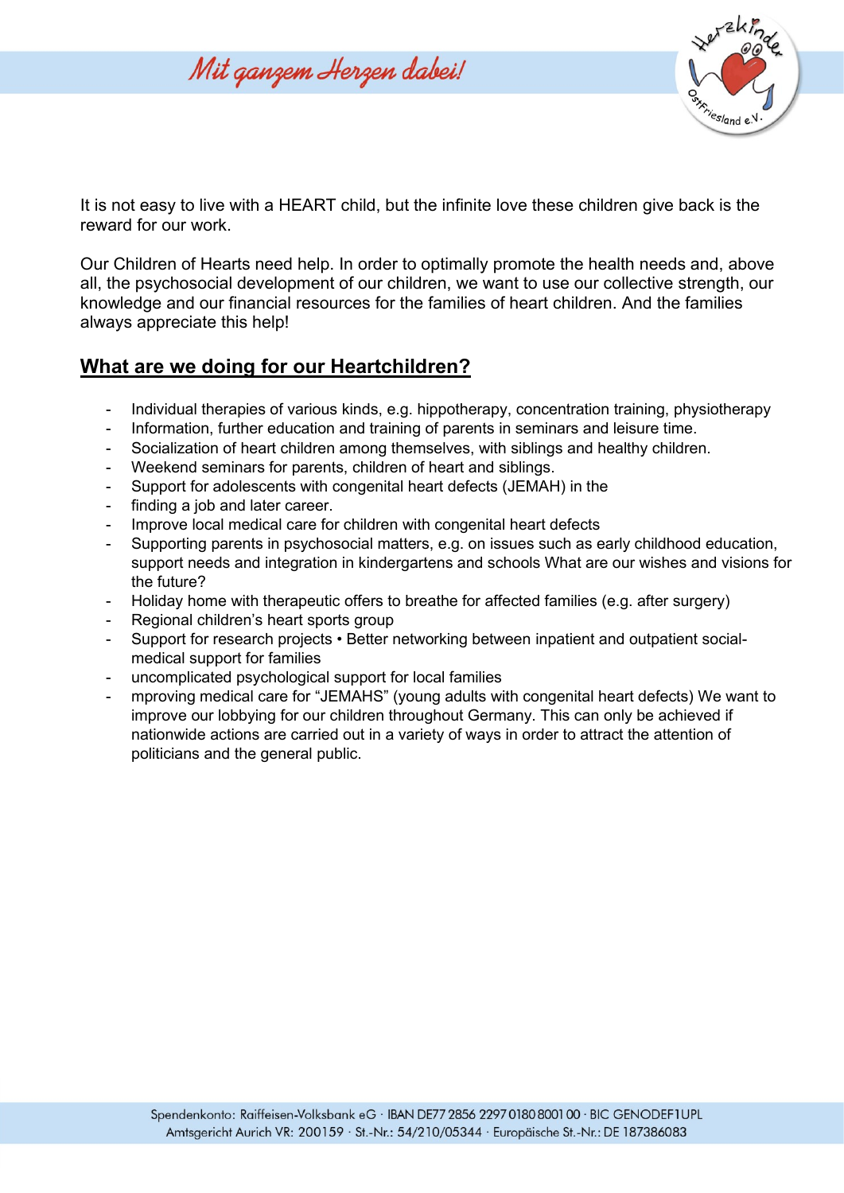It is not easy to live with a HEART child, but the infinite love these children give back is the reward for our work.

Our Children of Hearts need help. In order to optimally promote the health needs and, above all, the psychosocial development of our children, we want to use our collective strength, our knowledge and our financial resources for the families of heart children. And the families always appreciate this help!

## What are we doing for our Heartchildren?

- Individual therapies of various kinds, e.g. hippotherapy, concentration training, physiotherapy
- Information, further education and training of parents in seminars and leisure time.
- Socialization of heart children among themselves, with siblings and healthy children.
- Weekend seminars for parents, children of heart and siblings.
- Support for adolescents with congenital heart defects (JEMAH) in the
- finding a job and later career.
- Improve local medical care for children with congenital heart defects
- Supporting parents in psychosocial matters, e.g. on issues such as early childhood education, support needs and integration in kindergartens and schools What are our wishes and visions for the future?
- Holiday home with therapeutic offers to breathe for affected families (e.g. after surgery)
- Regional children's heart sports group
- Support for research projects • Better networking between inpatient and outpatient social-medical support for families
- uncomplicated psychological support for local families
- mproving medical care for "JEMAHS" (young adults with congenital heart defects) We want to improve our lobbying for our children throughout Germany. This can only be achieved if nationwide actions are carried out in a variety of ways in order to attract the attention of politicians and the general public.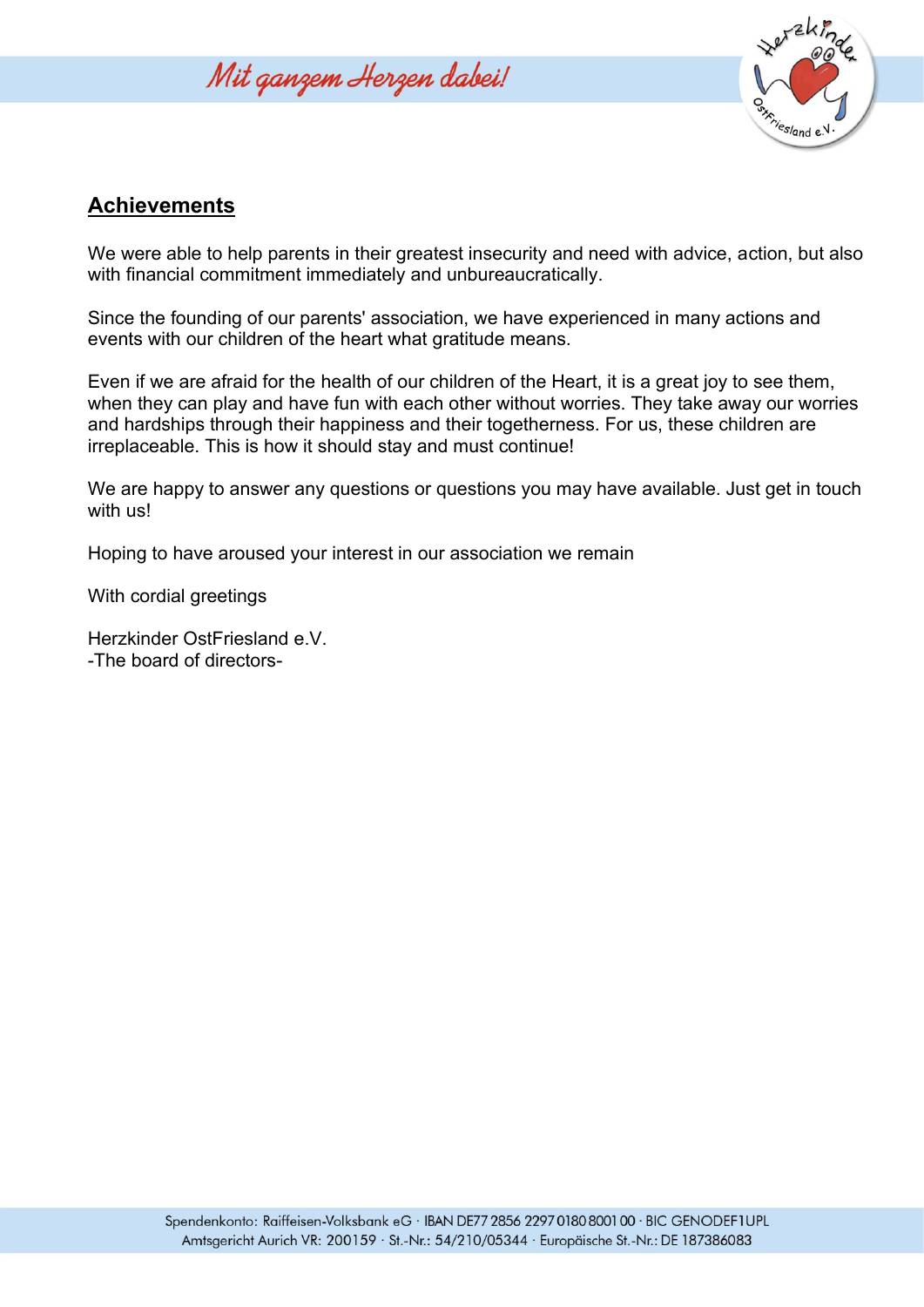## Achievements

We were able to help parents in their greatest insecurity and need with advice, action, but also with financial commitment immediately and unbureaucratically.

Since the founding of our parents' association, we have experienced in many actions and events with our children of the heart what gratitude means.

Even if we are afraid for the health of our children of the Heart, it is a great joy to see them, when they can play and have fun with each other without worries. They take away our worries and hardships through their happiness and their togetherness. For us, these children are irreplaceable. This is how it should stay and must continue!

We are happy to answer any questions or questions you may have available. Just get in touch with us!

Hoping to have aroused your interest in our association we remain

With cordial greetings

Herzkinder OstFriesland e.V.
-The board of directors-